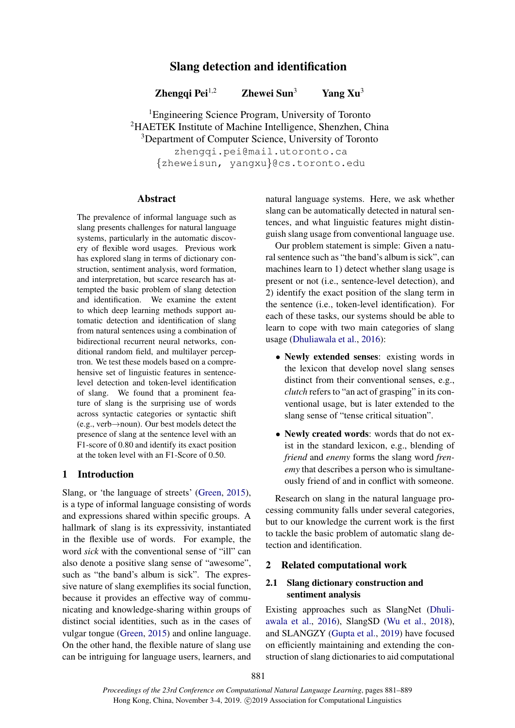# Slang detection and identification

**Zhengqi Pei**[1,2] **Zhewei Sun**[3] **Yang Xu**[3]

[1]Engineering Science Program, University of Toronto
[2]HAETEK Institute of Machine Intelligence, Shenzhen, China
[3]Department of Computer Science, University of Toronto
zhengqi.pei@mail.utoronto.ca
{zheweisun, yangxu}@cs.toronto.edu

## Abstract

The prevalence of informal language such as slang presents challenges for natural language systems, particularly in the automatic discovery of flexible word usages. Previous work has explored slang in terms of dictionary construction, sentiment analysis, word formation, and interpretation, but scarce research has attempted the basic problem of slang detection and identification. We examine the extent to which deep learning methods support automatic detection and identification of slang from natural sentences using a combination of bidirectional recurrent neural networks, conditional random field, and multilayer perceptron. We test these models based on a comprehensive set of linguistic features in sentence-level detection and token-level identification of slang. We found that a prominent feature of slang is the surprising use of words across syntactic categories or syntactic shift (e.g., verb→noun). Our best models detect the presence of slang at the sentence level with an F1-score of 0.80 and identify its exact position at the token level with an F1-Score of 0.50.

## 1 Introduction

Slang, or 'the language of streets' (Green, 2015), is a type of informal language consisting of words and expressions shared within specific groups. A hallmark of slang is its expressivity, instantiated in the flexible use of words. For example, the word *sick* with the conventional sense of "ill" can also denote a positive slang sense of "awesome", such as "the band's album is sick". The expressive nature of slang exemplifies its social function, because it provides an effective way of communicating and knowledge-sharing within groups of distinct social identities, such as in the cases of vulgar tongue (Green, 2015) and online language. On the other hand, the flexible nature of slang use can be intriguing for language users, learners, and natural language systems. Here, we ask whether slang can be automatically detected in natural sentences, and what linguistic features might distinguish slang usage from conventional language use.

Our problem statement is simple: Given a natural sentence such as "the band's album is sick", can machines learn to 1) detect whether slang usage is present or not (i.e., sentence-level detection), and 2) identify the exact position of the slang term in the sentence (i.e., token-level identification). For each of these tasks, our systems should be able to learn to cope with two main categories of slang usage (Dhuliawala et al., 2016):

- **Newly extended senses**: existing words in the lexicon that develop novel slang senses distinct from their conventional senses, e.g., *clutch* refers to "an act of grasping" in its conventional usage, but is later extended to the slang sense of "tense critical situation".
- **Newly created words**: words that do not exist in the standard lexicon, e.g., blending of *friend* and *enemy* forms the slang word *frenemy* that describes a person who is simultaneously friend of and in conflict with someone.

Research on slang in the natural language processing community falls under several categories, but to our knowledge the current work is the first to tackle the basic problem of automatic slang detection and identification.

## 2 Related computational work

### 2.1 Slang dictionary construction and sentiment analysis

Existing approaches such as SlangNet (Dhuliawala et al., 2016), SlangSD (Wu et al., 2018), and SLANGZY (Gupta et al., 2019) have focused on efficiently maintaining and extending the construction of slang dictionaries to aid computational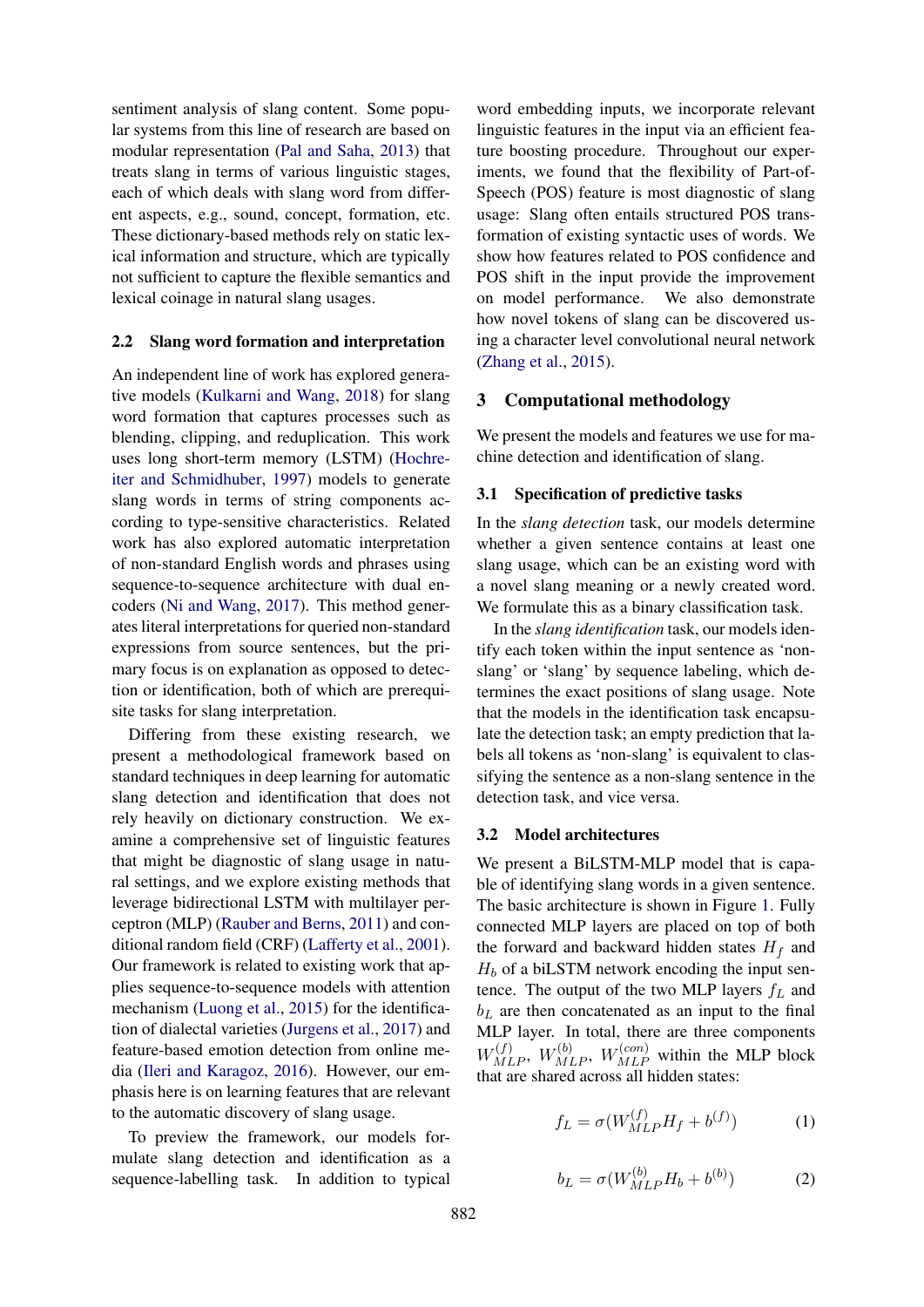sentiment analysis of slang content. Some popular systems from this line of research are based on modular representation (Pal and Saha, 2013) that treats slang in terms of various linguistic stages, each of which deals with slang word from different aspects, e.g., sound, concept, formation, etc. These dictionary-based methods rely on static lexical information and structure, which are typically not sufficient to capture the flexible semantics and lexical coinage in natural slang usages.

### 2.2 Slang word formation and interpretation

An independent line of work has explored generative models (Kulkarni and Wang, 2018) for slang word formation that captures processes such as blending, clipping, and reduplication. This work uses long short-term memory (LSTM) (Hochreiter and Schmidhuber, 1997) models to generate slang words in terms of string components according to type-sensitive characteristics. Related work has also explored automatic interpretation of non-standard English words and phrases using sequence-to-sequence architecture with dual encoders (Ni and Wang, 2017). This method generates literal interpretations for queried non-standard expressions from source sentences, but the primary focus is on explanation as opposed to detection or identification, both of which are prerequisite tasks for slang interpretation.

Differing from these existing research, we present a methodological framework based on standard techniques in deep learning for automatic slang detection and identification that does not rely heavily on dictionary construction. We examine a comprehensive set of linguistic features that might be diagnostic of slang usage in natural settings, and we explore existing methods that leverage bidirectional LSTM with multilayer perceptron (MLP) (Rauber and Berns, 2011) and conditional random field (CRF) (Lafferty et al., 2001). Our framework is related to existing work that applies sequence-to-sequence models with attention mechanism (Luong et al., 2015) for the identification of dialectal varieties (Jurgens et al., 2017) and feature-based emotion detection from online media (Ileri and Karagoz, 2016). However, our emphasis here is on learning features that are relevant to the automatic discovery of slang usage.

To preview the framework, our models formulate slang detection and identification as a sequence-labelling task. In addition to typical word embedding inputs, we incorporate relevant linguistic features in the input via an efficient feature boosting procedure. Throughout our experiments, we found that the flexibility of Part-of-Speech (POS) feature is most diagnostic of slang usage: Slang often entails structured POS transformation of existing syntactic uses of words. We show how features related to POS confidence and POS shift in the input provide the improvement on model performance. We also demonstrate how novel tokens of slang can be discovered using a character level convolutional neural network (Zhang et al., 2015).

## 3 Computational methodology

We present the models and features we use for machine detection and identification of slang.

### 3.1 Specification of predictive tasks

In the *slang detection* task, our models determine whether a given sentence contains at least one slang usage, which can be an existing word with a novel slang meaning or a newly created word. We formulate this as a binary classification task.

In the *slang identification* task, our models identify each token within the input sentence as 'non-slang' or 'slang' by sequence labeling, which determines the exact positions of slang usage. Note that the models in the identification task encapsulate the detection task; an empty prediction that labels all tokens as 'non-slang' is equivalent to classifying the sentence as a non-slang sentence in the detection task, and vice versa.

### 3.2 Model architectures

We present a BiLSTM-MLP model that is capable of identifying slang words in a given sentence. The basic architecture is shown in Figure 1. Fully connected MLP layers are placed on top of both the forward and backward hidden states $H_f$ and $H_b$ of a biLSTM network encoding the input sentence. The output of the two MLP layers $f_L$ and $b_L$ are then concatenated as an input to the final MLP layer. In total, there are three components $W_{MLP}^{(f)}$, $W_{MLP}^{(b)}$, $W_{MLP}^{(con)}$ within the MLP block that are shared across all hidden states:

$$f_L = \sigma(W_{MLP}^{(f)} H_f + b^{(f)}) \tag{1}$$

$$b_L = \sigma(W_{MLP}^{(b)} H_b + b^{(b)}) \tag{2}$$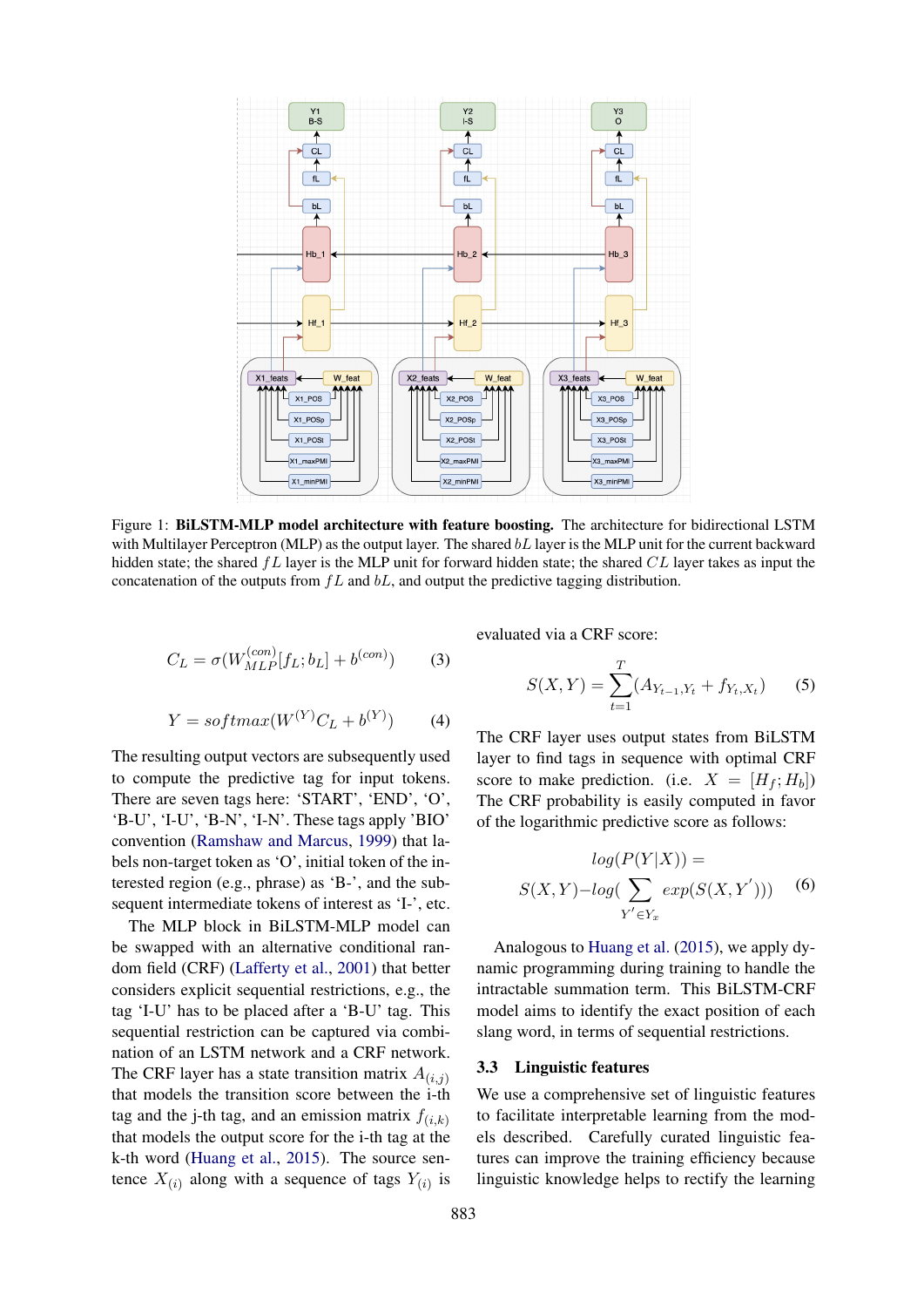Figure 1: **BiLSTM-MLP model architecture with feature boosting.** The architecture for bidirectional LSTM with Multilayer Perceptron (MLP) as the output layer. The shared $bL$ layer is the MLP unit for the current backward hidden state; the shared $fL$ layer is the MLP unit for forward hidden state; the shared $CL$ layer takes as input the concatenation of the outputs from $fL$ and $bL$, and output the predictive tagging distribution.

$$C_L = \sigma(W_{MLP}^{(con)}[f_L; b_L] + b^{(con)}) \qquad (3)$$

$$Y = softmax(W^{(Y)}C_L + b^{(Y)}) \qquad (4)$$

The resulting output vectors are subsequently used to compute the predictive tag for input tokens. There are seven tags here: 'START', 'END', 'O', 'B-U', 'I-U', 'B-N', 'I-N'. These tags apply 'BIO' convention (Ramshaw and Marcus, 1999) that labels non-target token as 'O', initial token of the interested region (e.g., phrase) as 'B-', and the subsequent intermediate tokens of interest as 'I-', etc.

The MLP block in BiLSTM-MLP model can be swapped with an alternative conditional random field (CRF) (Lafferty et al., 2001) that better considers explicit sequential restrictions, e.g., the tag 'I-U' has to be placed after a 'B-U' tag. This sequential restriction can be captured via combination of an LSTM network and a CRF network. The CRF layer has a state transition matrix $A_{(i,j)}$ that models the transition score between the i-th tag and the j-th tag, and an emission matrix $f_{(i,k)}$ that models the output score for the i-th tag at the k-th word (Huang et al., 2015). The source sentence $X_{(i)}$ along with a sequence of tags $Y_{(i)}$ is evaluated via a CRF score:

$$S(X, Y) = \sum_{t=1}^{T} (A_{Y_{t-1},Y_t} + f_{Y_t,X_t}) \qquad (5)$$

The CRF layer uses output states from BiLSTM layer to find tags in sequence with optimal CRF score to make prediction. (i.e. $X = [H_f; H_b]$) The CRF probability is easily computed in favor of the logarithmic predictive score as follows:

$$log(P(Y|X)) = S(X, Y) - log(\sum_{Y' \in Y_x} exp(S(X, Y'))) \qquad (6)$$

Analogous to Huang et al. (2015), we apply dynamic programming during training to handle the intractable summation term. This BiLSTM-CRF model aims to identify the exact position of each slang word, in terms of sequential restrictions.

### 3.3 Linguistic features

We use a comprehensive set of linguistic features to facilitate interpretable learning from the models described. Carefully curated linguistic features can improve the training efficiency because linguistic knowledge helps to rectify the learning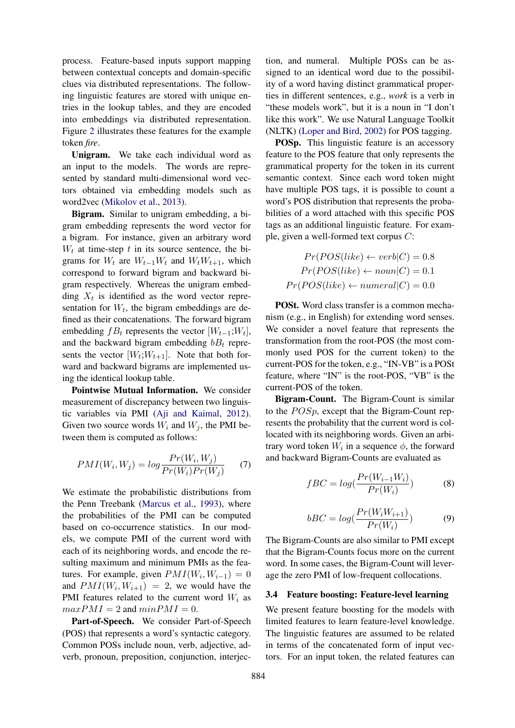process. Feature-based inputs support mapping between contextual concepts and domain-specific clues via distributed representations. The following linguistic features are stored with unique entries in the lookup tables, and they are encoded into embeddings via distributed representation. Figure 2 illustrates these features for the example token *fire*.

**Unigram.** We take each individual word as an input to the models. The words are represented by standard multi-dimensional word vectors obtained via embedding models such as word2vec (Mikolov et al., 2013).

**Bigram.** Similar to unigram embedding, a bigram embedding represents the word vector for a bigram. For instance, given an arbitrary word $W_t$ at time-step $t$ in its source sentence, the bigrams for $W_t$ are $W_{t-1}W_t$ and $W_tW_{t+1}$, which correspond to forward bigram and backward bigram respectively. Whereas the unigram embedding $X_t$ is identified as the word vector representation for $W_t$, the bigram embeddings are defined as their concatenations. The forward bigram embedding $fB_t$ represents the vector $[W_{t-1};W_t]$, and the backward bigram embedding $bB_t$ represents the vector $[W_t;W_{t+1}]$. Note that both forward and backward bigrams are implemented using the identical lookup table.

**Pointwise Mutual Information.** We consider measurement of discrepancy between two linguistic variables via PMI (Aji and Kaimal, 2012). Given two source words $W_i$ and $W_j$, the PMI between them is computed as follows:

$$PMI(W_i, W_j) = log\frac{Pr(W_i, W_j)}{Pr(W_i)Pr(W_j)} \quad (7)$$

We estimate the probabilistic distributions from the Penn Treebank (Marcus et al., 1993), where the probabilities of the PMI can be computed based on co-occurrence statistics. In our models, we compute PMI of the current word with each of its neighboring words, and encode the resulting maximum and minimum PMIs as the features. For example, given $PMI(W_i, W_{i-1}) = 0$ and $PMI(W_i, W_{i+1}) = 2$, we would have the PMI features related to the current word $W_i$ as $maxPMI = 2$ and $minPMI = 0$.

**Part-of-Speech.** We consider Part-of-Speech (POS) that represents a word's syntactic category. Common POSs include noun, verb, adjective, adverb, pronoun, preposition, conjunction, interjection, and numeral. Multiple POSs can be assigned to an identical word due to the possibility of a word having distinct grammatical properties in different sentences, e.g., *work* is a verb in "these models work", but it is a noun in "I don't like this work". We use Natural Language Toolkit (NLTK) (Loper and Bird, 2002) for POS tagging.

**POSp.** This linguistic feature is an accessory feature to the POS feature that only represents the grammatical property for the token in its current semantic context. Since each word token might have multiple POS tags, it is possible to count a word's POS distribution that represents the probabilities of a word attached with this specific POS tags as an additional linguistic feature. For example, given a well-formed text corpus $C$:

$$Pr(POS(like) \leftarrow verb|C) = 0.8$$
$$Pr(POS(like) \leftarrow noun|C) = 0.1$$
$$Pr(POS(like) \leftarrow numeral|C) = 0.0$$

**POSt.** Word class transfer is a common mechanism (e.g., in English) for extending word senses. We consider a novel feature that represents the transformation from the root-POS (the most commonly used POS for the current token) to the current-POS for the token, e.g., "IN-VB" is a POSt feature, where "IN" is the root-POS, "VB" is the current-POS of the token.

**Bigram-Count.** The Bigram-Count is similar to the $POSp$, except that the Bigram-Count represents the probability that the current word is collocated with its neighboring words. Given an arbitrary word token $W_i$ in a sequence $\phi$, the forward and backward Bigram-Counts are evaluated as

$$fBC = log(\frac{Pr(W_{i-1}W_i)}{Pr(W_i)}) \quad (8)$$

$$bBC = log(\frac{Pr(W_iW_{i+1})}{Pr(W_i)}) \quad (9)$$

The Bigram-Counts are also similar to PMI except that the Bigram-Counts focus more on the current word. In some cases, the Bigram-Count will leverage the zero PMI of low-frequent collocations.

### 3.4 Feature boosting: Feature-level learning

We present feature boosting for the models with limited features to learn feature-level knowledge. The linguistic features are assumed to be related in terms of the concatenated form of input vectors. For an input token, the related features can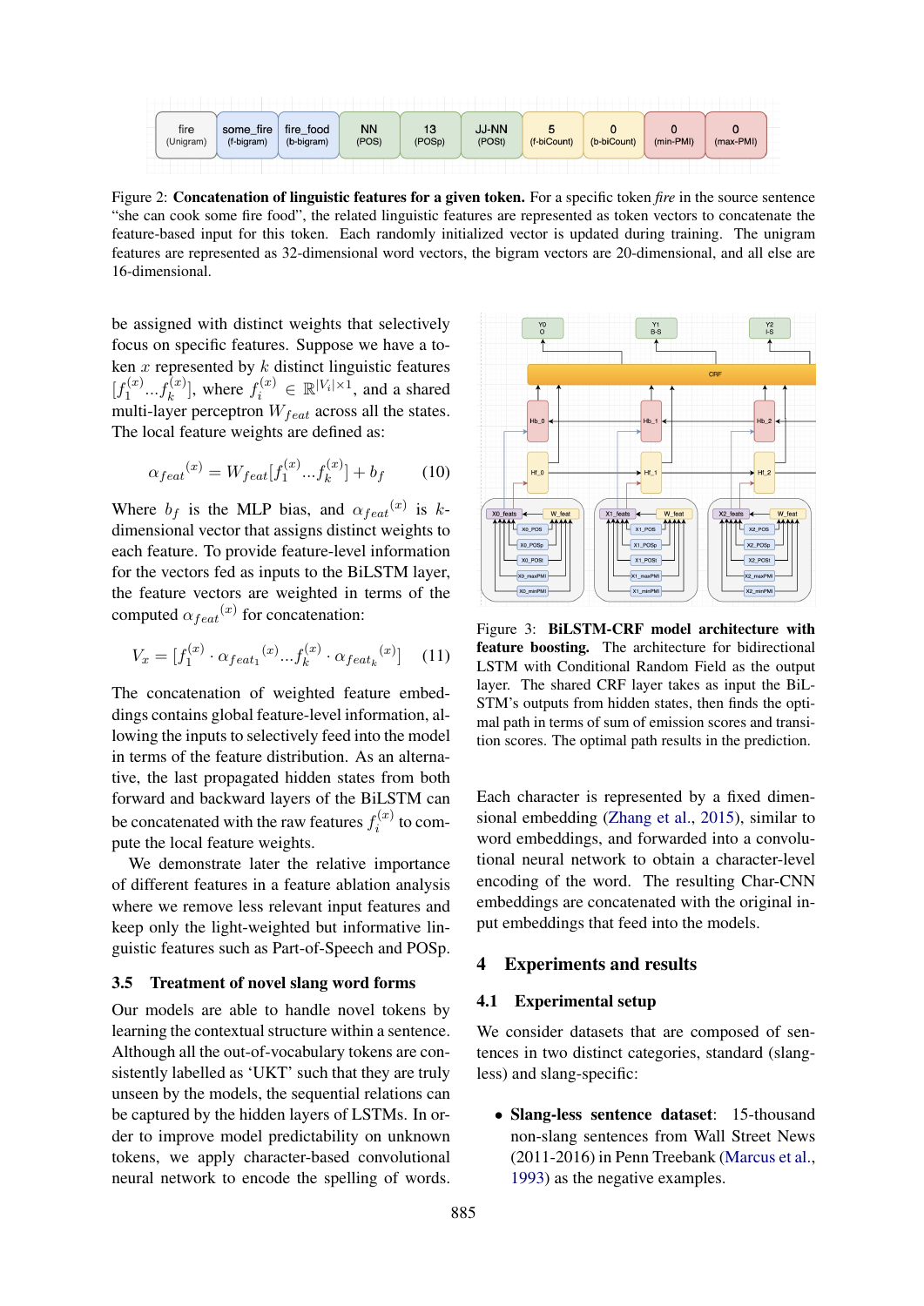Figure 2: **Concatenation of linguistic features for a given token.** For a specific token *fire* in the source sentence "she can cook some fire food", the related linguistic features are represented as token vectors to concatenate the feature-based input for this token. Each randomly initialized vector is updated during training. The unigram features are represented as 32-dimensional word vectors, the bigram vectors are 20-dimensional, and all else are 16-dimensional.

be assigned with distinct weights that selectively focus on specific features. Suppose we have a token $x$ represented by $k$ distinct linguistic features $[f_1^{(x)}...f_k^{(x)}]$, where $f_i^{(x)} \in \mathbb{R}^{|V_i| \times 1}$, and a shared multi-layer perceptron $W_{feat}$ across all the states. The local feature weights are defined as:

$$\alpha_{feat}{}^{(x)} = W_{feat}[f_1^{(x)}...f_k^{(x)}] + b_f \qquad (10)$$

Where $b_f$ is the MLP bias, and $\alpha_{feat}{}^{(x)}$ is $k$-dimensional vector that assigns distinct weights to each feature. To provide feature-level information for the vectors fed as inputs to the BiLSTM layer, the feature vectors are weighted in terms of the computed $\alpha_{feat}{}^{(x)}$ for concatenation:

$$V_x = [f_1^{(x)} \cdot \alpha_{feat_1}{}^{(x)}...f_k^{(x)} \cdot \alpha_{feat_k}{}^{(x)}] \qquad (11)$$

The concatenation of weighted feature embeddings contains global feature-level information, allowing the inputs to selectively feed into the model in terms of the feature distribution. As an alternative, the last propagated hidden states from both forward and backward layers of the BiLSTM can be concatenated with the raw features $f_i^{(x)}$ to compute the local feature weights.

We demonstrate later the relative importance of different features in a feature ablation analysis where we remove less relevant input features and keep only the light-weighted but informative linguistic features such as Part-of-Speech and POSp.

### 3.5 Treatment of novel slang word forms

Our models are able to handle novel tokens by learning the contextual structure within a sentence. Although all the out-of-vocabulary tokens are consistently labelled as 'UKT' such that they are truly unseen by the models, the sequential relations can be captured by the hidden layers of LSTMs. In order to improve model predictability on unknown tokens, we apply character-based convolutional neural network to encode the spelling of words.

Figure 3: **BiLSTM-CRF model architecture with feature boosting.** The architecture for bidirectional LSTM with Conditional Random Field as the output layer. The shared CRF layer takes as input the BiLSTM's outputs from hidden states, then finds the optimal path in terms of sum of emission scores and transition scores. The optimal path results in the prediction.

Each character is represented by a fixed dimensional embedding (Zhang et al., 2015), similar to word embeddings, and forwarded into a convolutional neural network to obtain a character-level encoding of the word. The resulting Char-CNN embeddings are concatenated with the original input embeddings that feed into the models.

## 4 Experiments and results

### 4.1 Experimental setup

We consider datasets that are composed of sentences in two distinct categories, standard (slang-less) and slang-specific:

- **Slang-less sentence dataset**: 15-thousand non-slang sentences from Wall Street News (2011-2016) in Penn Treebank (Marcus et al., 1993) as the negative examples.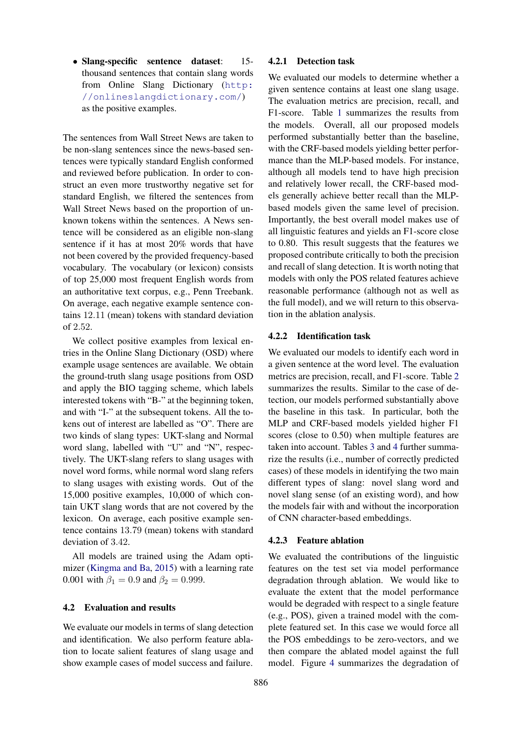- **Slang-specific sentence dataset**: 15-thousand sentences that contain slang words from Online Slang Dictionary (http://onlineslangdictionary.com/) as the positive examples.

The sentences from Wall Street News are taken to be non-slang sentences since the news-based sentences were typically standard English conformed and reviewed before publication. In order to construct an even more trustworthy negative set for standard English, we filtered the sentences from Wall Street News based on the proportion of unknown tokens within the sentences. A News sentence will be considered as an eligible non-slang sentence if it has at most 20% words that have not been covered by the provided frequency-based vocabulary. The vocabulary (or lexicon) consists of top 25,000 most frequent English words from an authoritative text corpus, e.g., Penn Treebank. On average, each negative example sentence contains 12.11 (mean) tokens with standard deviation of 2.52.

We collect positive examples from lexical entries in the Online Slang Dictionary (OSD) where example usage sentences are available. We obtain the ground-truth slang usage positions from OSD and apply the BIO tagging scheme, which labels interested tokens with "B-" at the beginning token, and with "I-" at the subsequent tokens. All the tokens out of interest are labelled as "O". There are two kinds of slang types: UKT-slang and Normal word slang, labelled with "U" and "N", respectively. The UKT-slang refers to slang usages with novel word forms, while normal word slang refers to slang usages with existing words. Out of the 15,000 positive examples, 10,000 of which contain UKT slang words that are not covered by the lexicon. On average, each positive example sentence contains 13.79 (mean) tokens with standard deviation of 3.42.

All models are trained using the Adam optimizer (Kingma and Ba, 2015) with a learning rate 0.001 with $\beta_1 = 0.9$ and $\beta_2 = 0.999$.

## 4.2 Evaluation and results

We evaluate our models in terms of slang detection and identification. We also perform feature ablation to locate salient features of slang usage and show example cases of model success and failure.

### 4.2.1 Detection task

We evaluated our models to determine whether a given sentence contains at least one slang usage. The evaluation metrics are precision, recall, and F1-score. Table 1 summarizes the results from the models. Overall, all our proposed models performed substantially better than the baseline, with the CRF-based models yielding better performance than the MLP-based models. For instance, although all models tend to have high precision and relatively lower recall, the CRF-based models generally achieve better recall than the MLP-based models given the same level of precision. Importantly, the best overall model makes use of all linguistic features and yields an F1-score close to 0.80. This result suggests that the features we proposed contribute critically to both the precision and recall of slang detection. It is worth noting that models with only the POS related features achieve reasonable performance (although not as well as the full model), and we will return to this observation in the ablation analysis.

### 4.2.2 Identification task

We evaluated our models to identify each word in a given sentence at the word level. The evaluation metrics are precision, recall, and F1-score. Table 2 summarizes the results. Similar to the case of detection, our models performed substantially above the baseline in this task. In particular, both the MLP and CRF-based models yielded higher F1 scores (close to 0.50) when multiple features are taken into account. Tables 3 and 4 further summarize the results (i.e., number of correctly predicted cases) of these models in identifying the two main different types of slang: novel slang word and novel slang sense (of an existing word), and how the models fair with and without the incorporation of CNN character-based embeddings.

### 4.2.3 Feature ablation

We evaluated the contributions of the linguistic features on the test set via model performance degradation through ablation. We would like to evaluate the extent that the model performance would be degraded with respect to a single feature (e.g., POS), given a trained model with the complete featured set. In this case we would force all the POS embeddings to be zero-vectors, and we then compare the ablated model against the full model. Figure 4 summarizes the degradation of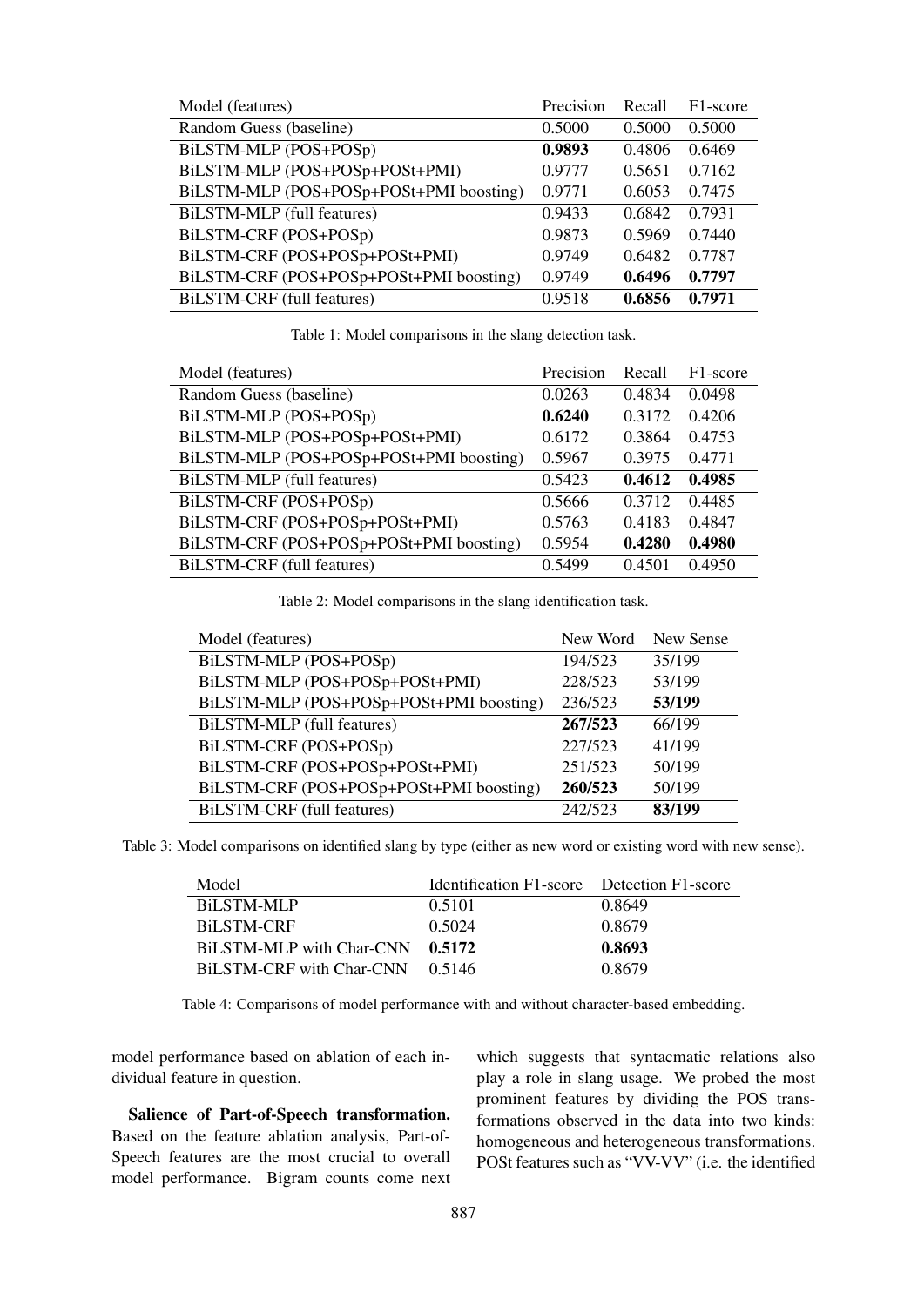| Model (features) | Precision | Recall | F1-score |
| --- | --- | --- | --- |
| Random Guess (baseline) | 0.5000 | 0.5000 | 0.5000 |
| BiLSTM-MLP (POS+POSp) | **0.9893** | 0.4806 | 0.6469 |
| BiLSTM-MLP (POS+POSp+POSt+PMI) | 0.9777 | 0.5651 | 0.7162 |
| BiLSTM-MLP (POS+POSp+POSt+PMI boosting) | 0.9771 | 0.6053 | 0.7475 |
| BiLSTM-MLP (full features) | 0.9433 | 0.6842 | 0.7931 |
| BiLSTM-CRF (POS+POSp) | 0.9873 | 0.5969 | 0.7440 |
| BiLSTM-CRF (POS+POSp+POSt+PMI) | 0.9749 | 0.6482 | 0.7787 |
| BiLSTM-CRF (POS+POSp+POSt+PMI boosting) | 0.9749 | **0.6496** | **0.7797** |
| BiLSTM-CRF (full features) | 0.9518 | **0.6856** | **0.7971** |

Table 1: Model comparisons in the slang detection task.

| Model (features) | Precision | Recall | F1-score |
| --- | --- | --- | --- |
| Random Guess (baseline) | 0.0263 | 0.4834 | 0.0498 |
| BiLSTM-MLP (POS+POSp) | **0.6240** | 0.3172 | 0.4206 |
| BiLSTM-MLP (POS+POSp+POSt+PMI) | 0.6172 | 0.3864 | 0.4753 |
| BiLSTM-MLP (POS+POSp+POSt+PMI boosting) | 0.5967 | 0.3975 | 0.4771 |
| BiLSTM-MLP (full features) | 0.5423 | **0.4612** | **0.4985** |
| BiLSTM-CRF (POS+POSp) | 0.5666 | 0.3712 | 0.4485 |
| BiLSTM-CRF (POS+POSp+POSt+PMI) | 0.5763 | 0.4183 | 0.4847 |
| BiLSTM-CRF (POS+POSp+POSt+PMI boosting) | 0.5954 | **0.4280** | **0.4980** |
| BiLSTM-CRF (full features) | 0.5499 | 0.4501 | 0.4950 |

Table 2: Model comparisons in the slang identification task.

| Model (features) | New Word | New Sense |
| --- | --- | --- |
| BiLSTM-MLP (POS+POSp) | 194/523 | 35/199 |
| BiLSTM-MLP (POS+POSp+POSt+PMI) | 228/523 | 53/199 |
| BiLSTM-MLP (POS+POSp+POSt+PMI boosting) | 236/523 | **53/199** |
| BiLSTM-MLP (full features) | **267/523** | 66/199 |
| BiLSTM-CRF (POS+POSp) | 227/523 | 41/199 |
| BiLSTM-CRF (POS+POSp+POSt+PMI) | 251/523 | 50/199 |
| BiLSTM-CRF (POS+POSp+POSt+PMI boosting) | **260/523** | 50/199 |
| BiLSTM-CRF (full features) | 242/523 | **83/199** |

Table 3: Model comparisons on identified slang by type (either as new word or existing word with new sense).

| Model | Identification F1-score | Detection F1-score |
| --- | --- | --- |
| BiLSTM-MLP | 0.5101 | 0.8649 |
| BiLSTM-CRF | 0.5024 | 0.8679 |
| BiLSTM-MLP with Char-CNN | **0.5172** | **0.8693** |
| BiLSTM-CRF with Char-CNN | 0.5146 | 0.8679 |

Table 4: Comparisons of model performance with and without character-based embedding.

model performance based on ablation of each individual feature in question.

**Salience of Part-of-Speech transformation.** Based on the feature ablation analysis, Part-of-Speech features are the most crucial to overall model performance. Bigram counts come next which suggests that syntacmatic relations also play a role in slang usage. We probed the most prominent features by dividing the POS transformations observed in the data into two kinds: homogeneous and heterogeneous transformations. POSt features such as "VV-VV" (i.e. the identified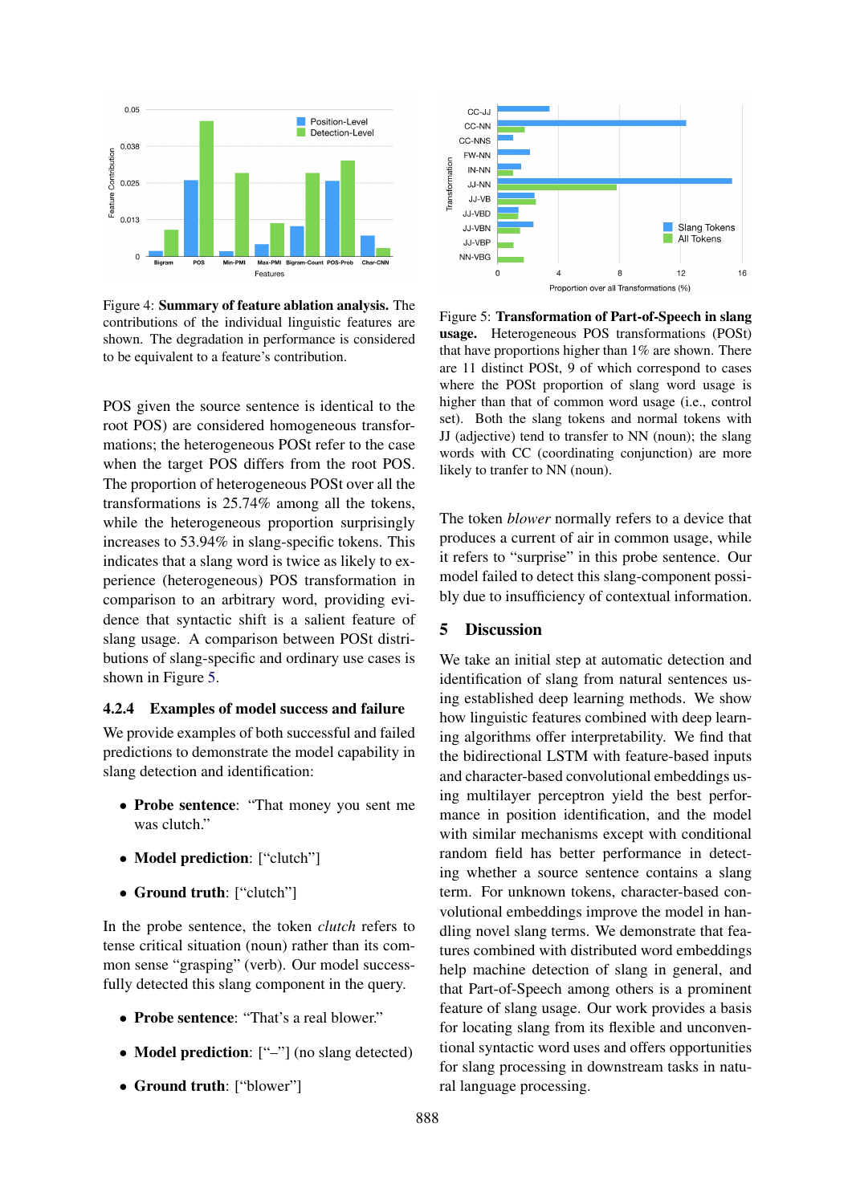Figure 4: **Summary of feature ablation analysis.** The contributions of the individual linguistic features are shown. The degradation in performance is considered to be equivalent to a feature's contribution.

Figure 5: **Transformation of Part-of-Speech in slang usage.** Heterogeneous POS transformations (POSt) that have proportions higher than 1% are shown. There are 11 distinct POSt, 9 of which correspond to cases where the POSt proportion of slang word usage is higher than that of common word usage (i.e., control set). Both the slang tokens and normal tokens with JJ (adjective) tend to transfer to NN (noun); the slang words with CC (coordinating conjunction) are more likely to tranfer to NN (noun).

POS given the source sentence is identical to the root POS) are considered homogeneous transformations; the heterogeneous POSt refer to the case when the target POS differs from the root POS. The proportion of heterogeneous POSt over all the transformations is 25.74% among all the tokens, while the heterogeneous proportion surprisingly increases to 53.94% in slang-specific tokens. This indicates that a slang word is twice as likely to experience (heterogeneous) POS transformation in comparison to an arbitrary word, providing evidence that syntactic shift is a salient feature of slang usage. A comparison between POSt distributions of slang-specific and ordinary use cases is shown in Figure 5.

#### 4.2.4 Examples of model success and failure

We provide examples of both successful and failed predictions to demonstrate the model capability in slang detection and identification:

- **Probe sentence**: "That money you sent me was clutch."
- **Model prediction**: ["clutch"]
- **Ground truth**: ["clutch"]

In the probe sentence, the token *clutch* refers to tense critical situation (noun) rather than its common sense "grasping" (verb). Our model successfully detected this slang component in the query.

- **Probe sentence**: "That's a real blower."
- **Model prediction**: ["–"] (no slang detected)
- **Ground truth**: ["blower"]

The token *blower* normally refers to a device that produces a current of air in common usage, while it refers to "surprise" in this probe sentence. Our model failed to detect this slang-component possibly due to insufficiency of contextual information.

## 5 Discussion

We take an initial step at automatic detection and identification of slang from natural sentences using established deep learning methods. We show how linguistic features combined with deep learning algorithms offer interpretability. We find that the bidirectional LSTM with feature-based inputs and character-based convolutional embeddings using multilayer perceptron yield the best performance in position identification, and the model with similar mechanisms except with conditional random field has better performance in detecting whether a source sentence contains a slang term. For unknown tokens, character-based convolutional embeddings improve the model in handling novel slang terms. We demonstrate that features combined with distributed word embeddings help machine detection of slang in general, and that Part-of-Speech among others is a prominent feature of slang usage. Our work provides a basis for locating slang from its flexible and unconventional syntactic word uses and offers opportunities for slang processing in downstream tasks in natural language processing.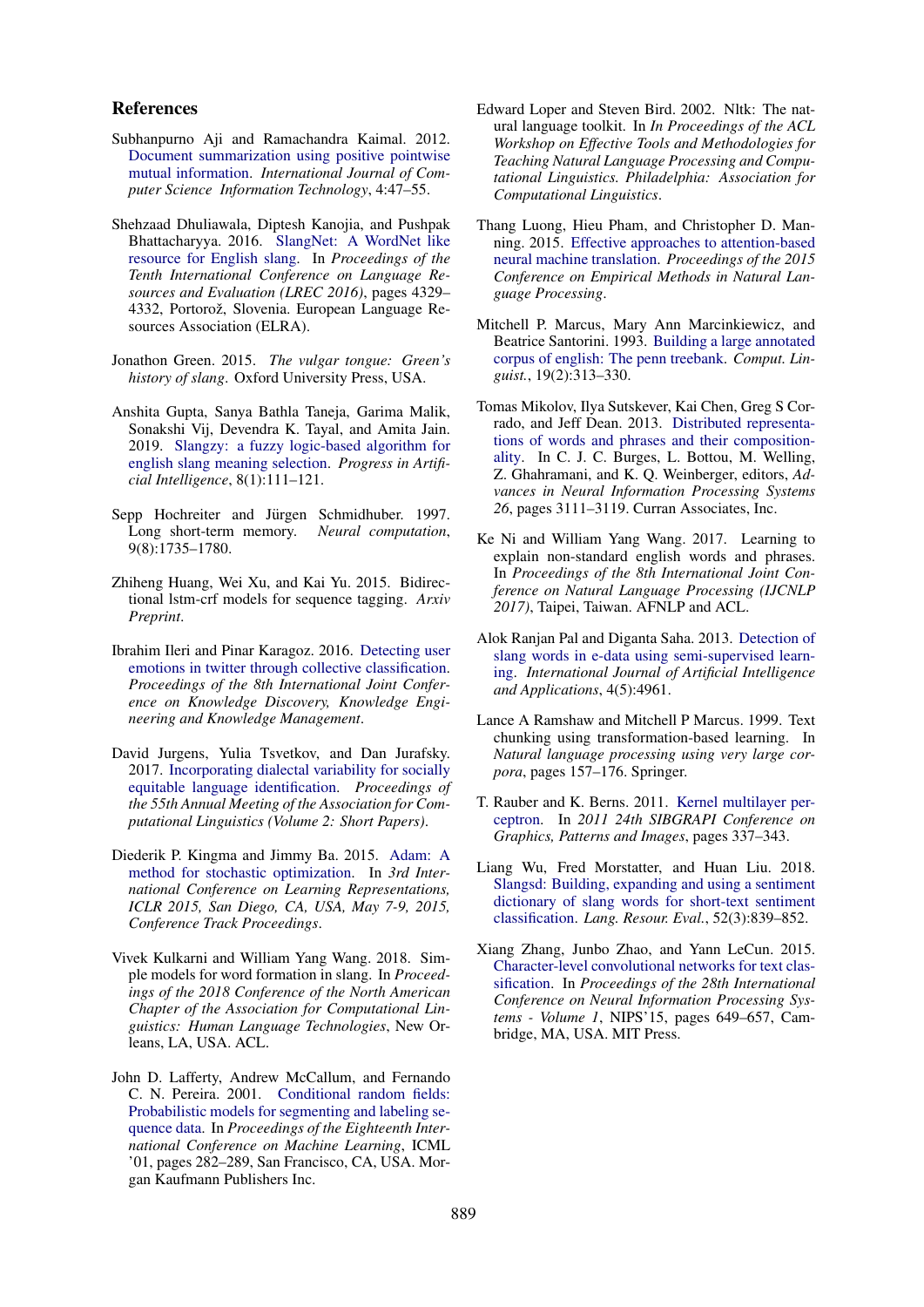## References

Subhanpurno Aji and Ramachandra Kaimal. 2012. Document summarization using positive pointwise mutual information. *International Journal of Computer Science Information Technology*, 4:47–55.

Shehzaad Dhuliawala, Diptesh Kanojia, and Pushpak Bhattacharyya. 2016. SlangNet: A WordNet like resource for English slang. In *Proceedings of the Tenth International Conference on Language Resources and Evaluation (LREC 2016)*, pages 4329–4332, Portorož, Slovenia. European Language Resources Association (ELRA).

Jonathon Green. 2015. *The vulgar tongue: Green's history of slang*. Oxford University Press, USA.

Anshita Gupta, Sanya Bathla Taneja, Garima Malik, Sonakshi Vij, Devendra K. Tayal, and Amita Jain. 2019. Slangzy: a fuzzy logic-based algorithm for english slang meaning selection. *Progress in Artificial Intelligence*, 8(1):111–121.

Sepp Hochreiter and Jürgen Schmidhuber. 1997. Long short-term memory. *Neural computation*, 9(8):1735–1780.

Zhiheng Huang, Wei Xu, and Kai Yu. 2015. Bidirectional lstm-crf models for sequence tagging. *Arxiv Preprint*.

Ibrahim Ileri and Pinar Karagoz. 2016. Detecting user emotions in twitter through collective classification. *Proceedings of the 8th International Joint Conference on Knowledge Discovery, Knowledge Engineering and Knowledge Management*.

David Jurgens, Yulia Tsvetkov, and Dan Jurafsky. 2017. Incorporating dialectal variability for socially equitable language identification. *Proceedings of the 55th Annual Meeting of the Association for Computational Linguistics (Volume 2: Short Papers)*.

Diederik P. Kingma and Jimmy Ba. 2015. Adam: A method for stochastic optimization. In *3rd International Conference on Learning Representations, ICLR 2015, San Diego, CA, USA, May 7-9, 2015, Conference Track Proceedings*.

Vivek Kulkarni and William Yang Wang. 2018. Simple models for word formation in slang. In *Proceedings of the 2018 Conference of the North American Chapter of the Association for Computational Linguistics: Human Language Technologies*, New Orleans, LA, USA. ACL.

John D. Lafferty, Andrew McCallum, and Fernando C. N. Pereira. 2001. Conditional random fields: Probabilistic models for segmenting and labeling sequence data. In *Proceedings of the Eighteenth International Conference on Machine Learning*, ICML '01, pages 282–289, San Francisco, CA, USA. Morgan Kaufmann Publishers Inc.

Edward Loper and Steven Bird. 2002. Nltk: The natural language toolkit. In *In Proceedings of the ACL Workshop on Effective Tools and Methodologies for Teaching Natural Language Processing and Computational Linguistics. Philadelphia: Association for Computational Linguistics*.

Thang Luong, Hieu Pham, and Christopher D. Manning. 2015. Effective approaches to attention-based neural machine translation. *Proceedings of the 2015 Conference on Empirical Methods in Natural Language Processing*.

Mitchell P. Marcus, Mary Ann Marcinkiewicz, and Beatrice Santorini. 1993. Building a large annotated corpus of english: The penn treebank. *Comput. Linguist.*, 19(2):313–330.

Tomas Mikolov, Ilya Sutskever, Kai Chen, Greg S Corrado, and Jeff Dean. 2013. Distributed representations of words and phrases and their compositionality. In C. J. C. Burges, L. Bottou, M. Welling, Z. Ghahramani, and K. Q. Weinberger, editors, *Advances in Neural Information Processing Systems 26*, pages 3111–3119. Curran Associates, Inc.

Ke Ni and William Yang Wang. 2017. Learning to explain non-standard english words and phrases. In *Proceedings of the 8th International Joint Conference on Natural Language Processing (IJCNLP 2017)*, Taipei, Taiwan. AFNLP and ACL.

Alok Ranjan Pal and Diganta Saha. 2013. Detection of slang words in e-data using semi-supervised learning. *International Journal of Artificial Intelligence and Applications*, 4(5):4961.

Lance A Ramshaw and Mitchell P Marcus. 1999. Text chunking using transformation-based learning. In *Natural language processing using very large corpora*, pages 157–176. Springer.

T. Rauber and K. Berns. 2011. Kernel multilayer perceptron. In *2011 24th SIBGRAPI Conference on Graphics, Patterns and Images*, pages 337–343.

Liang Wu, Fred Morstatter, and Huan Liu. 2018. Slangsd: Building, expanding and using a sentiment dictionary of slang words for short-text sentiment classification. *Lang. Resour. Eval.*, 52(3):839–852.

Xiang Zhang, Junbo Zhao, and Yann LeCun. 2015. Character-level convolutional networks for text classification. In *Proceedings of the 28th International Conference on Neural Information Processing Systems - Volume 1*, NIPS'15, pages 649–657, Cambridge, MA, USA. MIT Press.